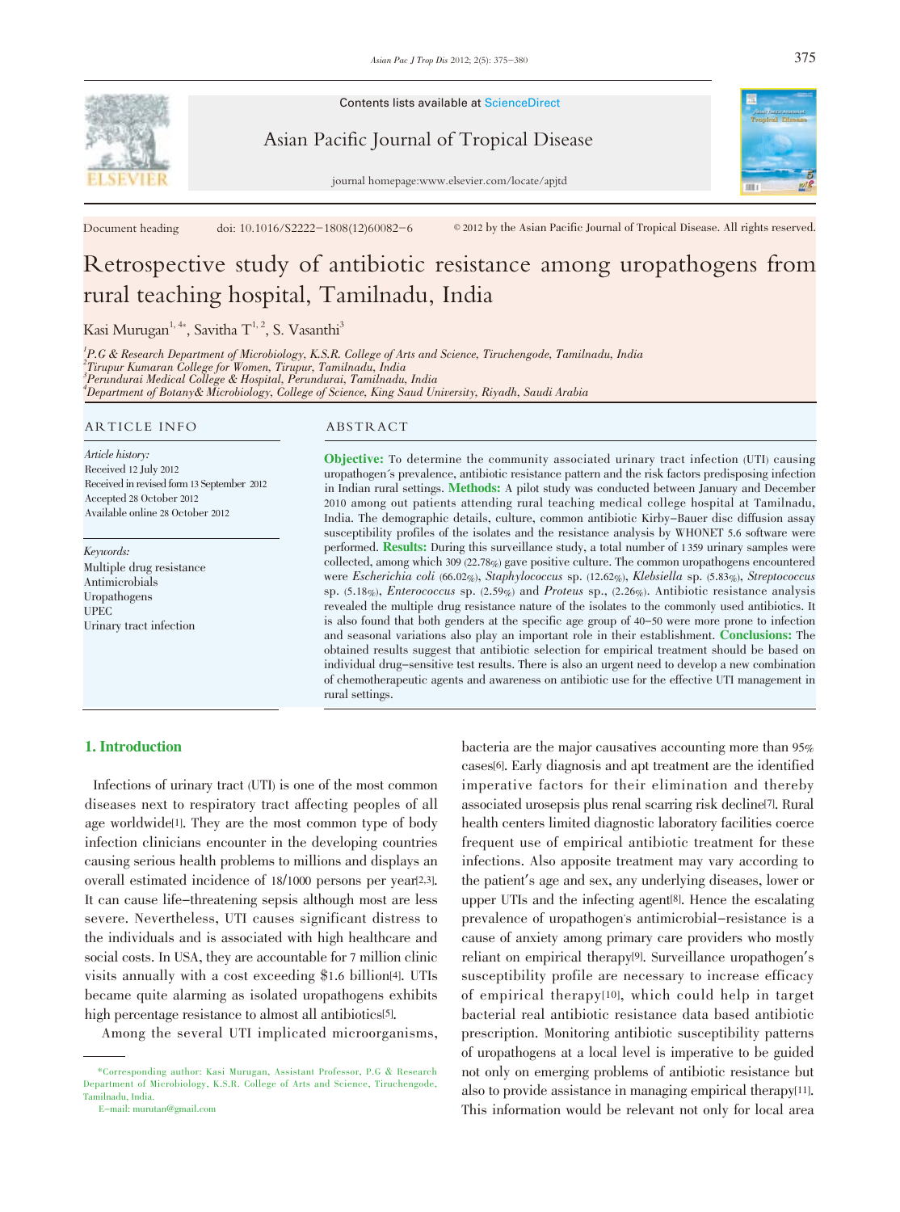Contents lists available at ScienceDirect

Asian Pacific Journal of Tropical Disease

journal homepage:www.elsevier.com/locate/apjtd

Document heading doi: 10.1016/S2222-1808(12)60082-6 © 2012 by the Asian Pacific Journal of Tropical Disease. All rights reserved.

# Retrospective study of antibiotic resistance among uropathogens from rural teaching hospital, Tamilnadu, India

Kasi Murugan[1,4*], Savitha T[1,2], S. Vasanthi[3]

[1]P.G & Research Department of Microbiology, K.S.R. College of Arts and Science, Tiruchengode, Tamilnadu, India
[2]Tirupur Kumaran College for Women, Tirupur, Tamilnadu, India
[3]Perundurai Medical College & Hospital, Perundurai, Tamilnadu, India
[4]Department of Botany& Microbiology, College of Science, King Saud University, Riyadh, Saudi Arabia

## ARTICLE INFO

*Article history:*
Received 12 July 2012
Received in revised form 13 September 2012
Accepted 28 October 2012
Available online 28 October 2012

*Keywords:*
Multiple drug resistance
Antimicrobials
Uropathogens
UPEC
Urinary tract infection

## ABSTRACT

**Objective:** To determine the community associated urinary tract infection (UTI) causing uropathogen´s prevalence, antibiotic resistance pattern and the risk factors predisposing infection in Indian rural settings. **Methods:** A pilot study was conducted between January and December 2010 among out patients attending rural teaching medical college hospital at Tamilnadu, India. The demographic details, culture, common antibiotic Kirby-Bauer disc diffusion assay susceptibility profiles of the isolates and the resistance analysis by WHONET 5.6 software were performed. **Results:** During this surveillance study, a total number of 1 359 urinary samples were collected, among which 309 (22.78%) gave positive culture. The common uropathogens encountered were *Escherichia coli* (66.02%), *Staphylocococcus* sp. (12.62%), *Klebsiella* sp. (5.83%), *Streptococcus* sp. (5.18%), *Enterococcus* sp. (2.59%) and *Proteus* sp., (2.26%). Antibiotic resistance analysis revealed the multiple drug resistance nature of the isolates to the commonly used antibiotics. It is also found that both genders at the specific age group of 40-50 were more prone to infection and seasonal variations also play an important role in their establishment. **Conclusions:** The obtained results suggest that antibiotic selection for empirical treatment should be based on individual drug-sensitive test results. There is also an urgent need to develop a new combination of chemotherapeutic agents and awareness on antibiotic use for the effective UTI management in rural settings.

## 1. Introduction

Infections of urinary tract (UTI) is one of the most common diseases next to respiratory tract affecting peoples of all age worldwide[1]. They are the most common type of body infection clinicians encounter in the developing countries causing serious health problems to millions and displays an overall estimated incidence of 18/1000 persons per year[2,3]. It can cause life-threatening sepsis although most are less severe. Nevertheless, UTI causes significant distress to the individuals and is associated with high healthcare and social costs. In USA, they are accountable for 7 million clinic visits annually with a cost exceeding $1.6 billion[4]. UTIs became quite alarming as isolated uropathogens exhibits high percentage resistance to almost all antibiotics[5].

Among the several UTI implicated microorganisms, bacteria are the major causatives accounting more than 95% cases[6]. Early diagnosis and apt treatment are the identified imperative factors for their elimination and thereby associated urosepsis plus renal scarring risk decline[7]. Rural health centers limited diagnostic laboratory facilities coerce frequent use of empirical antibiotic treatment for these infections. Also apposite treatment may vary according to the patient's age and sex, any underlying diseases, lower or upper UTIs and the infecting agent[8]. Hence the escalating prevalence of uropathogen's antimicrobial-resistance is a cause of anxiety among primary care providers who mostly reliant on empirical therapy[9]. Surveillance uropathogen's susceptibility profile are necessary to increase efficacy of empirical therapy[10], which could help in target bacterial real antibiotic resistance data based antibiotic prescription. Monitoring antibiotic susceptibility patterns of uropathogens at a local level is imperative to be guided not only on emerging problems of antibiotic resistance but also to provide assistance in managing empirical therapy[11]. This information would be relevant not only for local area

*Corresponding author: Kasi Murugan, Assistant Professor, P.G & Research Department of Microbiology, K.S.R. College of Arts and Science, Tiruchengode, Tamilnadu, India.
E-mail: murutan@gmail.com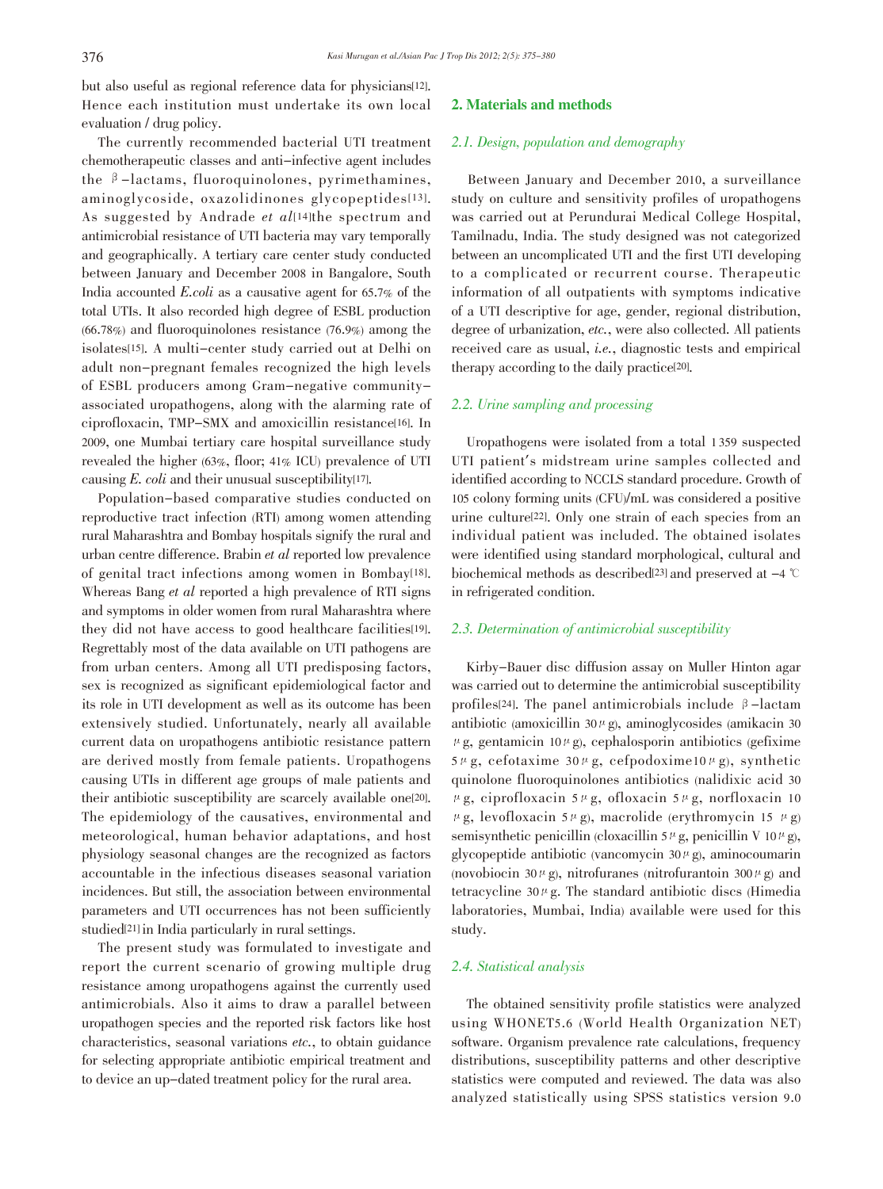but also useful as regional reference data for physicians[12]. Hence each institution must undertake its own local evaluation / drug policy.

The currently recommended bacterial UTI treatment chemotherapeutic classes and anti-infective agent includes the β-lactams, fluoroquinolones, pyrimethamines, aminoglycoside, oxazolidinones glycopeptides[13]. As suggested by Andrade *et al*[14] the spectrum and antimicrobial resistance of UTI bacteria may vary temporally and geographically. A tertiary care center study conducted between January and December 2008 in Bangalore, South India accounted *E.coli* as a causative agent for 65.7% of the total UTIs. It also recorded high degree of ESBL production (66.78%) and fluoroquinolones resistance (76.9%) among the isolates[15]. A multi-center study carried out at Delhi on adult non-pregnant females recognized the high levels of ESBL producers among Gram-negative community-associated uropathogens, along with the alarming rate of ciprofloxacin, TMP-SMX and amoxicillin resistance[16]. In 2009, one Mumbai tertiary care hospital surveillance study revealed the higher (63%, floor; 41% ICU) prevalence of UTI causing *E. coli* and their unusual susceptibility[17].

Population-based comparative studies conducted on reproductive tract infection (RTI) among women attending rural Maharashtra and Bombay hospitals signify the rural and urban centre difference. Brabin *et al* reported low prevalence of genital tract infections among women in Bombay[18]. Whereas Bang *et al* reported a high prevalence of RTI signs and symptoms in older women from rural Maharashtra where they did not have access to good healthcare facilities[19]. Regrettably most of the data available on UTI pathogens are from urban centers. Among all UTI predisposing factors, sex is recognized as significant epidemiological factor and its role in UTI development as well as its outcome has been extensively studied. Unfortunately, nearly all available current data on uropathogens antibiotic resistance pattern are derived mostly from female patients. Uropathogens causing UTIs in different age groups of male patients and their antibiotic susceptibility are scarcely available one[20]. The epidemiology of the causatives, environmental and meteorological, human behavior adaptations, and host physiology seasonal changes are the recognized as factors accountable in the infectious diseases seasonal variation incidences. But still, the association between environmental parameters and UTI occurrences has not been sufficiently studied[21] in India particularly in rural settings.

The present study was formulated to investigate and report the current scenario of growing multiple drug resistance among uropathogens against the currently used antimicrobials. Also it aims to draw a parallel between uropathogen species and the reported risk factors like host characteristics, seasonal variations *etc.*, to obtain guidance for selecting appropriate antibiotic empirical treatment and to device an up-dated treatment policy for the rural area.

## 2. Materials and methods

### 2.1. Design, population and demography

Between January and December 2010, a surveillance study on culture and sensitivity profiles of uropathogens was carried out at Perundurai Medical College Hospital, Tamilnadu, India. The study designed was not categorized between an uncomplicated UTI and the first UTI developing to a complicated or recurrent course. Therapeutic information of all outpatients with symptoms indicative of a UTI descriptive for age, gender, regional distribution, degree of urbanization, *etc.*, were also collected. All patients received care as usual, *i.e.*, diagnostic tests and empirical therapy according to the daily practice[20].

### 2.2. Urine sampling and processing

Uropathogens were isolated from a total 1 359 suspected UTI patient's midstream urine samples collected and identified according to NCCLS standard procedure. Growth of 105 colony forming units (CFU)/mL was considered a positive urine culture[22]. Only one strain of each species from an individual patient was included. The obtained isolates were identified using standard morphological, cultural and biochemical methods as described[23] and preserved at −4 ℃ in refrigerated condition.

### 2.3. Determination of antimicrobial susceptibility

Kirby-Bauer disc diffusion assay on Muller Hinton agar was carried out to determine the antimicrobial susceptibility profiles[24]. The panel antimicrobials include β-lactam antibiotic (amoxicillin 30 μg), aminoglycosides (amikacin 30 μg, gentamicin 10 μg), cephalosporin antibiotics (gefixime 5 μg, cefotaxime 30 μg, cefpodoxime10 μg), synthetic quinolone fluoroquinolones antibiotics (nalidixic acid 30 μg, ciprofloxacin 5 μg, ofloxacin 5 μg, norfloxacin 10 μg, levofloxacin 5 μg), macrolide (erythromycin 15 μg) semisynthetic penicillin (cloxacillin 5 μg, penicillin V 10 μg), glycopeptide antibiotic (vancomycin 30 μg), aminocoumarin (novobiocin 30 μg), nitrofuranes (nitrofurantoin 300 μg) and tetracycline 30 μg. The standard antibiotic discs (Himedia laboratories, Mumbai, India) available were used for this study.

### 2.4. Statistical analysis

The obtained sensitivity profile statistics were analyzed using WHONET5.6 (World Health Organization NET) software. Organism prevalence rate calculations, frequency distributions, susceptibility patterns and other descriptive statistics were computed and reviewed. The data was also analyzed statistically using SPSS statistics version 9.0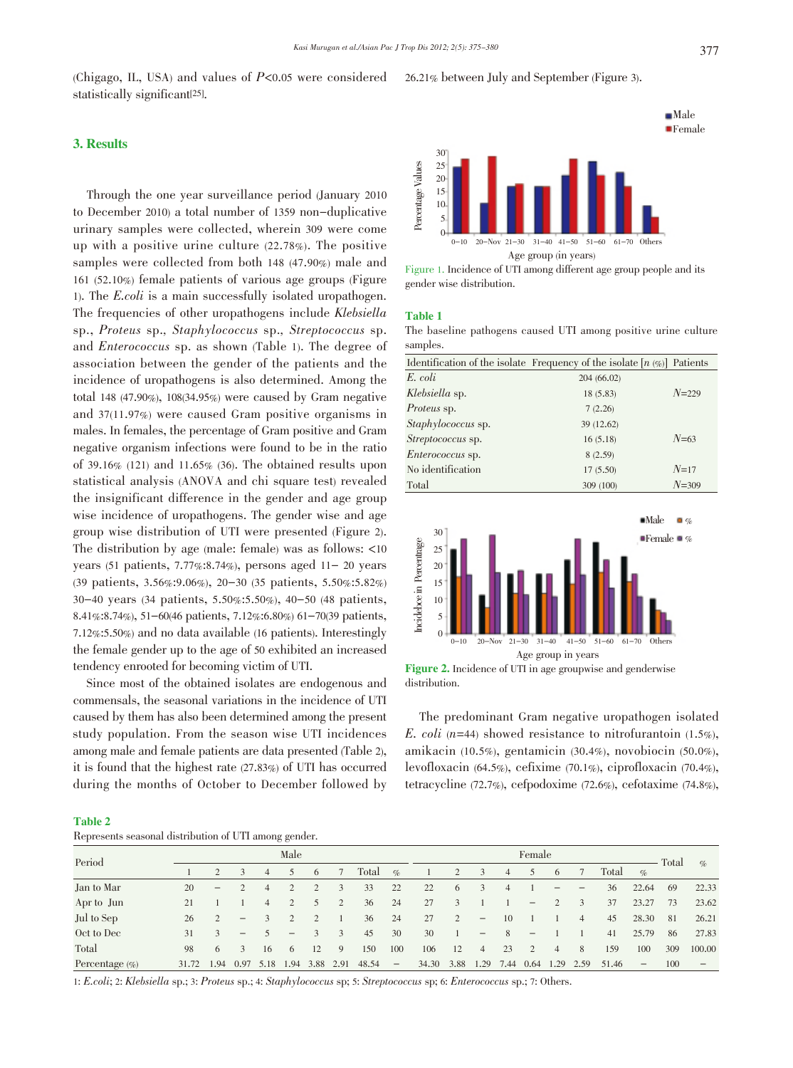(Chigago, IL, USA) and values of $P$<0.05 were considered statistically significant[25].

## 3. Results

Through the one year surveillance period (January 2010 to December 2010) a total number of 1359 non-duplicative urinary samples were collected, wherein 309 were come up with a positive urine culture (22.78%). The positive samples were collected from both 148 (47.90%) male and 161 (52.10%) female patients of various age groups (Figure 1). The *E.coli* is a main successfully isolated uropathogen. The frequencies of other uropathogens include *Klebsiella* sp., *Proteus* sp., *Staphylococcus* sp., *Streptococcus* sp. and *Enterococcus* sp. as shown (Table 1). The degree of association between the gender of the patients and the incidence of uropathogens is also determined. Among the total 148 (47.90%), 108(34.95%) were caused by Gram negative and 37(11.97%) were caused Gram positive organisms in males. In females, the percentage of Gram positive and Gram negative organism infections were found to be in the ratio of 39.16% (121) and 11.65% (36). The obtained results upon statistical analysis (ANOVA and chi square test) revealed the insignificant difference in the gender and age group wise incidence of uropathogens. The gender wise and age group wise distribution of UTI were presented (Figure 2). The distribution by age (male: female) was as follows: <10 years (51 patients, 7.77%:8.74%), persons aged 11– 20 years (39 patients, 3.56%:9.06%), 20–30 (35 patients, 5.50%:5.82%) 30–40 years (34 patients, 5.50%:5.50%), 40–50 (48 patients, 8.41%:8.74%), 51–60(46 patients, 7.12%:6.80%) 61–70(39 patients, 7.12%:5.50%) and no data available (16 patients). Interestingly the female gender up to the age of 50 exhibited an increased tendency enrooted for becoming victim of UTI.

Since most of the obtained isolates are endogenous and commensals, the seasonal variations in the incidence of UTI caused by them has also been determined among the present study population. From the season wise UTI incidences among male and female patients are data presented (Table 2), it is found that the highest rate (27.83%) of UTI has occurred during the months of October to December followed by 26.21% between July and September (Figure 3).

Figure 1. Incidence of UTI among different age group people and its gender wise distribution.

**Table 1**

The baseline pathogens caused UTI among positive urine culture samples.

| Identification of the isolate | Frequency of the isolate [$n$ (%)] | Patients |
|---|---|---|
| *E. coli* | 204 (66.02) | |
| *Klebsiella* sp. | 18 (5.83) | $N$=229 |
| *Proteus* sp. | 7 (2.26) | |
| *Staphylococcus* sp. | 39 (12.62) | |
| *Streptococcus* sp. | 16 (5.18) | $N$=63 |
| *Enterococcus* sp. | 8 (2.59) | |
| No identification | 17 (5.50) | $N$=17 |
| Total | 309 (100) | $N$=309 |

**Figure 2.** Incidence of UTI in age groupwise and genderwise distribution.

The predominant Gram negative uropathogen isolated *E. coli* ($n$=44) showed resistance to nitrofurantoin (1.5%), amikacin (10.5%), gentamicin (30.4%), novobiocin (50.0%), levofloxacin (64.5%), cefixime (70.1%), ciprofloxacin (70.4%), tetracycline (72.7%), cefpodoxime (72.6%), cefotaxime (74.8%),

**Table 2**

Represents seasonal distribution of UTI among gender.

| Period | Male | | | | | | | | | Female | | | | | | | | | Total | % |
|---|---|---|---|---|---|---|---|---|---|---|---|---|---|---|---|---|---|---|---|---|
| | 1 | 2 | 3 | 4 | 5 | 6 | 7 | Total | % | 1 | 2 | 3 | 4 | 5 | 6 | 7 | Total | % | | |
| Jan to Mar | 20 | – | 2 | 4 | 2 | 2 | 3 | 33 | 22 | 22 | 6 | 3 | 4 | 1 | – | – | 36 | 22.64 | 69 | 22.33 |
| Apr to Jun | 21 | 1 | 1 | 4 | 2 | 5 | 2 | 36 | 24 | 27 | 3 | 1 | 1 | – | 2 | 3 | 37 | 23.27 | 73 | 23.62 |
| Jul to Sep | 26 | 2 | – | 3 | 2 | 2 | 1 | 36 | 24 | 27 | 2 | – | 10 | 1 | 1 | 4 | 45 | 28.30 | 81 | 26.21 |
| Oct to Dec | 31 | 3 | – | 5 | – | 3 | 3 | 45 | 30 | 30 | 1 | – | 8 | – | 1 | 1 | 41 | 25.79 | 86 | 27.83 |
| Total | 98 | 6 | 3 | 16 | 6 | 12 | 9 | 150 | 100 | 106 | 12 | 4 | 23 | 2 | 4 | 8 | 159 | 100 | 309 | 100.00 |
| Percentage (%) | 31.72 | 1.94 | 0.97 | 5.18 | 1.94 | 3.88 | 2.91 | 48.54 | – | 34.30 | 3.88 | 1.29 | 7.44 | 0.64 | 1.29 | 2.59 | 51.46 | – | 100 | – |

1: *E.coli*; 2: *Klebsiella* sp.; 3: *Proteus* sp.; 4: *Staphylococcus* sp; 5: *Streptococcus* sp; 6: *Enterococcus* sp.; 7: Others.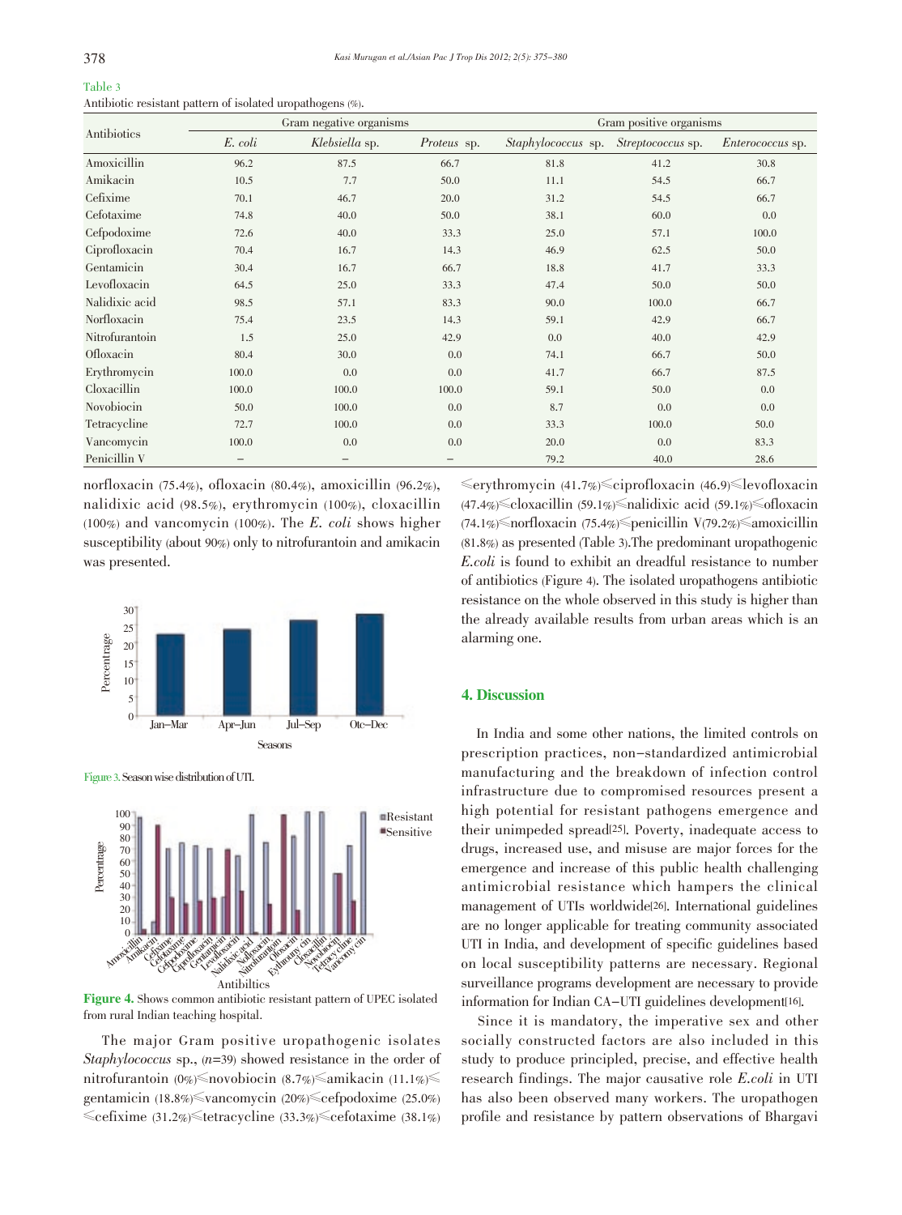Table 3

Antibiotic resistant pattern of isolated uropathogens (%).

| Antibiotics | Gram negative organisms | | | Gram positive organisms | | |
|---|---|---|---|---|---|---|
| | *E. coli* | *Klebsiella* sp. | *Proteus* sp. | *Staphylococcus* sp. | *Streptococcus* sp. | *Enterococcus* sp. |
| Amoxicillin | 96.2 | 87.5 | 66.7 | 81.8 | 41.2 | 30.8 |
| Amikacin | 10.5 | 7.7 | 50.0 | 11.1 | 54.5 | 66.7 |
| Cefixime | 70.1 | 46.7 | 20.0 | 31.2 | 54.5 | 66.7 |
| Cefotaxime | 74.8 | 40.0 | 50.0 | 38.1 | 60.0 | 0.0 |
| Cefpodoxime | 72.6 | 40.0 | 33.3 | 25.0 | 57.1 | 100.0 |
| Ciprofloxacin | 70.4 | 16.7 | 14.3 | 46.9 | 62.5 | 50.0 |
| Gentamicin | 30.4 | 16.7 | 66.7 | 18.8 | 41.7 | 33.3 |
| Levofloxacin | 64.5 | 25.0 | 33.3 | 47.4 | 50.0 | 50.0 |
| Nalidixic acid | 98.5 | 57.1 | 83.3 | 90.0 | 100.0 | 66.7 |
| Norfloxacin | 75.4 | 23.5 | 14.3 | 59.1 | 42.9 | 66.7 |
| Nitrofurantoin | 1.5 | 25.0 | 42.9 | 0.0 | 40.0 | 42.9 |
| Ofloxacin | 80.4 | 30.0 | 0.0 | 74.1 | 66.7 | 50.0 |
| Erythromycin | 100.0 | 0.0 | 0.0 | 41.7 | 66.7 | 87.5 |
| Cloxacillin | 100.0 | 100.0 | 100.0 | 59.1 | 50.0 | 0.0 |
| Novobiocin | 50.0 | 100.0 | 0.0 | 8.7 | 0.0 | 0.0 |
| Tetracycline | 72.7 | 100.0 | 0.0 | 33.3 | 100.0 | 50.0 |
| Vancomycin | 100.0 | 0.0 | 0.0 | 20.0 | 0.0 | 83.3 |
| Penicillin V | – | – | – | 79.2 | 40.0 | 28.6 |

norfloxacin (75.4%), ofloxacin (80.4%), amoxicillin (96.2%), nalidixic acid (98.5%), erythromycin (100%), cloxacillin (100%) and vancomycin (100%). The *E. coli* shows higher susceptibility (about 90%) only to nitrofurantoin and amikacin was presented.

Figure 3. Season wise distribution of UTI.

**Figure 4.** Shows common antibiotic resistant pattern of UPEC isolated from rural Indian teaching hospital.

The major Gram positive uropathogenic isolates *Staphylococcus* sp., ($n$=39) showed resistance in the order of nitrofurantoin (0%)≤novobiocin (8.7%)≤amikacin (11.1%)≤ gentamicin (18.8%)≤vancomycin (20%)≤cefpodoxime (25.0%) ≤cefixime (31.2%)≤tetracycline (33.3%)≤cefotaxime (38.1%) ≤erythromycin (41.7%)≤ciprofloxacin (46.9)≤levofloxacin (47.4%)≤cloxacillin (59.1%)≤nalidixic acid (59.1%)≤ofloxacin (74.1%)≤norfloxacin (75.4%)≤penicillin V(79.2%)≤amoxicillin (81.8%) as presented (Table 3).The predominant uropathogenic *E.coli* is found to exhibit an dreadful resistance to number of antibiotics (Figure 4). The isolated uropathogens antibiotic resistance on the whole observed in this study is higher than the already available results from urban areas which is an alarming one.

## 4. Discussion

In India and some other nations, the limited controls on prescription practices, non-standardized antimicrobial manufacturing and the breakdown of infection control infrastructure due to compromised resources present a high potential for resistant pathogens emergence and their unimpeded spread[25]. Poverty, inadequate access to drugs, increased use, and misuse are major forces for the emergence and increase of this public health challenging antimicrobial resistance which hampers the clinical management of UTIs worldwide[26]. International guidelines are no longer applicable for treating community associated UTI in India, and development of specific guidelines based on local susceptibility patterns are necessary. Regional surveillance programs development are necessary to provide information for Indian CA-UTI guidelines development[16].

Since it is mandatory, the imperative sex and other socially constructed factors are also included in this study to produce principled, precise, and effective health research findings. The major causative role *E.coli* in UTI has also been observed many workers. The uropathogen profile and resistance by pattern observations of Bhargavi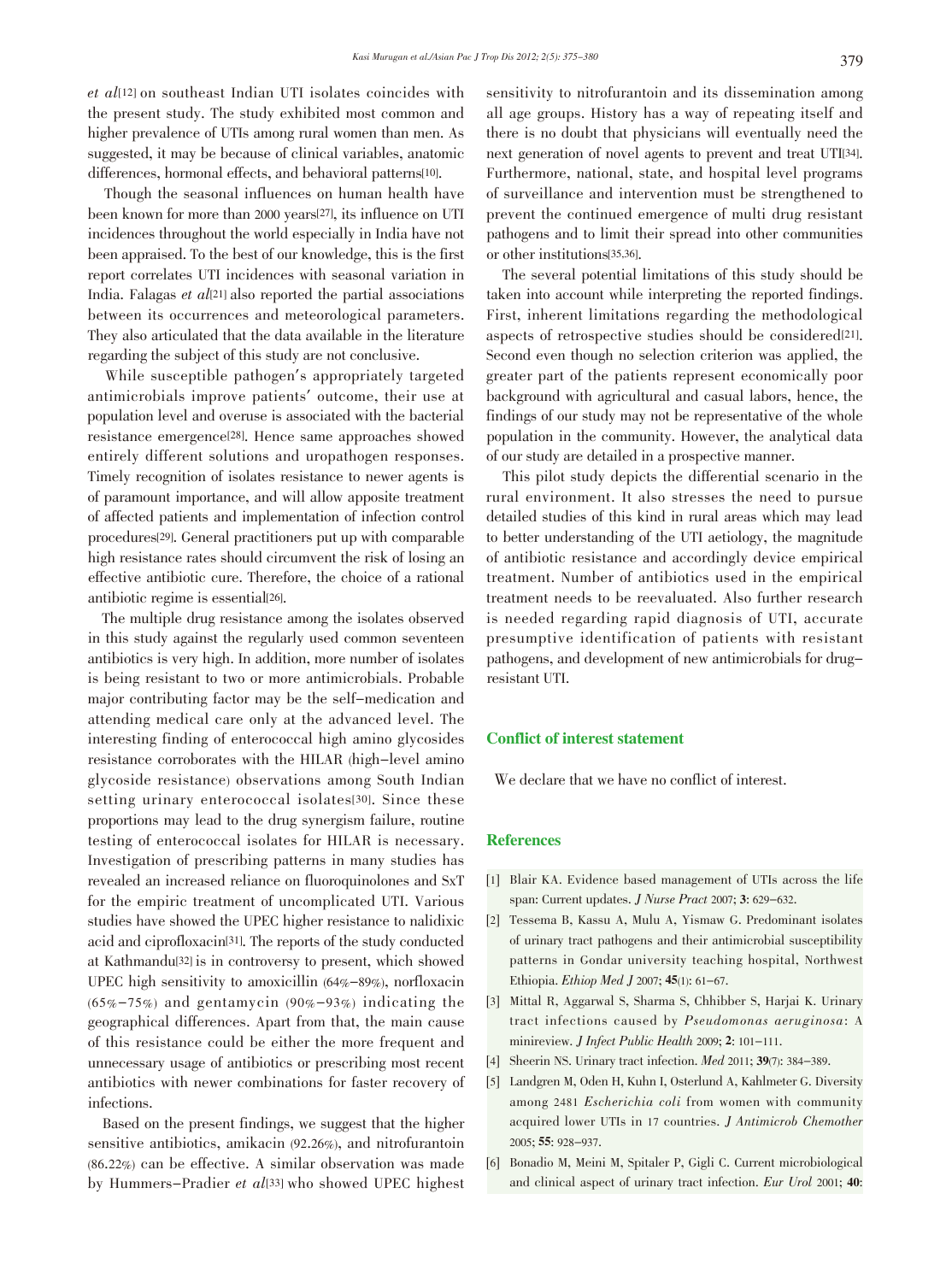*et al*[12] on southeast Indian UTI isolates coincides with the present study. The study exhibited most common and higher prevalence of UTIs among rural women than men. As suggested, it may be because of clinical variables, anatomic differences, hormonal effects, and behavioral patterns[10].

Though the seasonal influences on human health have been known for more than 2000 years[27], its influence on UTI incidences throughout the world especially in India have not been appraised. To the best of our knowledge, this is the first report correlates UTI incidences with seasonal variation in India. Falagas *et al*[21] also reported the partial associations between its occurrences and meteorological parameters. They also articulated that the data available in the literature regarding the subject of this study are not conclusive.

While susceptible pathogen's appropriately targeted antimicrobials improve patients' outcome, their use at population level and overuse is associated with the bacterial resistance emergence[28]. Hence same approaches showed entirely different solutions and uropathogen responses. Timely recognition of isolates resistance to newer agents is of paramount importance, and will allow apposite treatment of affected patients and implementation of infection control procedures[29]. General practitioners put up with comparable high resistance rates should circumvent the risk of losing an effective antibiotic cure. Therefore, the choice of a rational antibiotic regime is essential[26].

The multiple drug resistance among the isolates observed in this study against the regularly used common seventeen antibiotics is very high. In addition, more number of isolates is being resistant to two or more antimicrobials. Probable major contributing factor may be the self–medication and attending medical care only at the advanced level. The interesting finding of enterococcal high amino glycosides resistance corroborates with the HILAR (high–level amino glycoside resistance) observations among South Indian setting urinary enterococcal isolates[30]. Since these proportions may lead to the drug synergism failure, routine testing of enterococcal isolates for HILAR is necessary. Investigation of prescribing patterns in many studies has revealed an increased reliance on fluoroquinolones and SxT for the empiric treatment of uncomplicated UTI. Various studies have showed the UPEC higher resistance to nalidixic acid and ciprofloxacin[31]. The reports of the study conducted at Kathmandu[32] is in controversy to present, which showed UPEC high sensitivity to amoxicillin (64%–89%), norfloxacin (65%–75%) and gentamycin (90%–93%) indicating the geographical differences. Apart from that, the main cause of this resistance could be either the more frequent and unnecessary usage of antibiotics or prescribing most recent antibiotics with newer combinations for faster recovery of infections.

Based on the present findings, we suggest that the higher sensitive antibiotics, amikacin (92.26%), and nitrofurantoin (86.22%) can be effective. A similar observation was made by Hummers–Pradier *et al*[33] who showed UPEC highest sensitivity to nitrofurantoin and its dissemination among all age groups. History has a way of repeating itself and there is no doubt that physicians will eventually need the next generation of novel agents to prevent and treat UTI[34]. Furthermore, national, state, and hospital level programs of surveillance and intervention must be strengthened to prevent the continued emergence of multi drug resistant pathogens and to limit their spread into other communities or other institutions[35,36].

The several potential limitations of this study should be taken into account while interpreting the reported findings. First, inherent limitations regarding the methodological aspects of retrospective studies should be considered[21]. Second even though no selection criterion was applied, the greater part of the patients represent economically poor background with agricultural and casual labors, hence, the findings of our study may not be representative of the whole population in the community. However, the analytical data of our study are detailed in a prospective manner.

This pilot study depicts the differential scenario in the rural environment. It also stresses the need to pursue detailed studies of this kind in rural areas which may lead to better understanding of the UTI aetiology, the magnitude of antibiotic resistance and accordingly device empirical treatment. Number of antibiotics used in the empirical treatment needs to be reevaluated. Also further research is needed regarding rapid diagnosis of UTI, accurate presumptive identification of patients with resistant pathogens, and development of new antimicrobials for drug–resistant UTI.

## Conflict of interest statement

We declare that we have no conflict of interest.

## References

[1] Blair KA. Evidence based management of UTIs across the life span: Current updates. *J Nurse Pract* 2007; **3**: 629–632.

[2] Tessema B, Kassu A, Mulu A, Yismaw G. Predominant isolates of urinary tract pathogens and their antimicrobial susceptibility patterns in Gondar university teaching hospital, Northwest Ethiopia. *Ethiop Med J* 2007; **45**(1): 61–67.

[3] Mittal R, Aggarwal S, Sharma S, Chhibber S, Harjai K. Urinary tract infections caused by *Pseudomonas aeruginosa*: A minireview. *J Infect Public Health* 2009; **2**: 101–111.

[4] Sheerin NS. Urinary tract infection. *Med* 2011; **39**(7): 384–389.

[5] Landgren M, Oden H, Kuhn I, Osterlund A, Kahlmeter G. Diversity among 2481 *Escherichia coli* from women with community acquired lower UTIs in 17 countries. *J Antimicrob Chemother* 2005; **55**: 928–937.

[6] Bonadio M, Meini M, Spitaler P, Gigli C. Current microbiological and clinical aspect of urinary tract infection. *Eur Urol* 2001; **40**: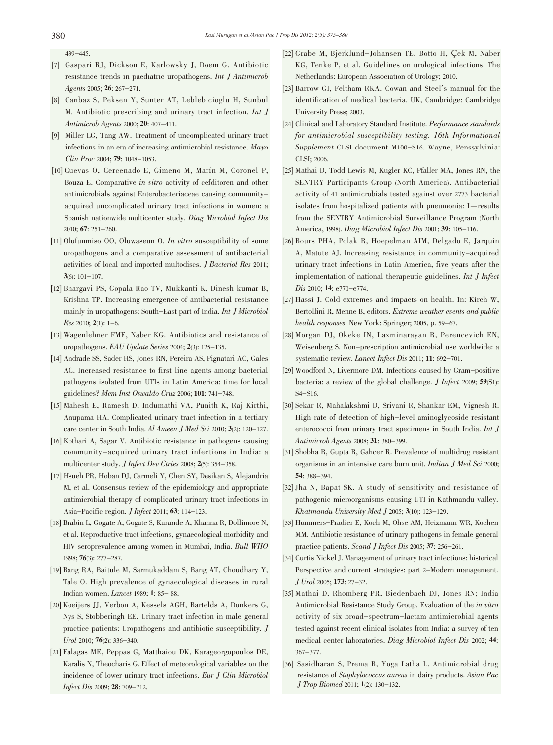439–445.

[7] Gaspari RJ, Dickson E, Karlowsky J, Doem G. Antibiotic resistance trends in paediatric uropathogens. *Int J Antimicrob Agents* 2005; **26**: 267–271.

[8] Canbaz S, Peksen Y, Sunter AT, Leblebicioglu H, Sunbul M. Antibiotic prescribing and urinary tract infection. *Int J Antimicrob Agents* 2000; **20**: 407–411.

[9] Miller LG, Tang AW. Treatment of uncomplicated urinary tract infections in an era of increasing antimicrobial resistance. *Mayo Clin Proc* 2004; **79**: 1048–1053.

[10] Cuevas O, Cercenado E, Gimeno M, Marín M, Coronel P, Bouza E. Comparative *in vitro* activity of cefditoren and other antimicrobials against Enterobacteriaceae causing community-acquired uncomplicated urinary tract infections in women: a Spanish nationwide multicenter study. *Diag Microbiol Infect Dis* 2010; **67**: 251–260.

[11] Olufunmiso OO, Oluwaseun O. *In vitro* susceptibility of some uropathogens and a comparative assessment of antibacterial activities of local and imported multodiscs. *J Bacteriol Res* 2011; **3**(6): 101–107.

[12] Bhargavi PS, Gopala Rao TV, Mukkanti K, Dinesh kumar B, Krishna TP. Increasing emergence of antibacterial resistance mainly in uropathogens: South-East part of India. *Int J Microbiol Res* 2010; **2**(1): 1–6.

[13] Wagenlehner FME, Naber KG. Antibiotics and resistance of uropathogens. *EAU Update Series* 2004; **2**(3): 125–135.

[14] Andrade SS, Sader HS, Jones RN, Pereira AS, Pignatari AC, Gales AC. Increased resistance to first line agents among bacterial pathogens isolated from UTIs in Latin America: time for local guidelines? *Mem Inst Oswaldo Cruz* 2006; **101**: 741–748.

[15] Mahesh E, Ramesh D, Indumathi VA, Punith K, Raj Kirthi, Anupama HA. Complicated urinary tract infection in a tertiary care center in South India. *Al Ameen J Med Sci* 2010; **3**(2): 120–127.

[16] Kothari A, Sagar V. Antibiotic resistance in pathogens causing community-acquired urinary tract infections in India: a multicenter study. *J Infect Dev Ctries* 2008; **2**(5): 354–358.

[17] Hsueh PR, Hoban DJ, Carmeli Y, Chen SY, Desikan S, Alejandria M, et al. Consensus review of the epidemiology and appropriate antimicrobial therapy of complicated urinary tract infections in Asia-Pacific region. *J Infect* 2011; **63**: 114–123.

[18] Brabin L, Gogate A, Gogate S, Karande A, Khanna R, Dollimore N, et al. Reproductive tract infections, gynaecological morbidity and HIV seroprevalence among women in Mumbai, India. *Bull WHO* 1998; **76**(3): 277–287.

[19] Bang RA, Baitule M, Sarmukaddam S, Bang AT, Choudhary Y, Tale O. High prevalence of gynaecological diseases in rural Indian women. *Lancet* 1989; **1**: 85– 88.

[20] Koeijers JJ, Verbon A, Kessels AGH, Bartelds A, Donkers G, Nys S, Stobberingh EE. Urinary tract infection in male general practice patients: Uropathogens and antibiotic susceptibility. *J Urol* 2010; **76**(2): 336–340.

[21] Falagas ME, Peppas G, Matthaiou DK, Karageorgopoulos DE, Karalis N, Theocharis G. Effect of meteorological variables on the incidence of lower urinary tract infections. *Eur J Clin Microbiol Infect Dis* 2009; **28**: 709–712.

[22] Grabe M, Bjerklund-Johansen TE, Botto H, Çek M, Naber KG, Tenke P, et al. Guidelines on urological infections. The Netherlands: European Association of Urology; 2010.

[23] Barrow GI, Feltham RKA. Cowan and Steel's manual for the identification of medical bacteria. UK, Cambridge: Cambridge University Press; 2003.

[24] Clinical and Laboratory Standard Institute. *Performance standards for antimicrobial susceptibility testing. 16th Informational Supplement* CLSI document M100-S16. Wayne, Penssylvinia: CLSI; 2006.

[25] Mathai D, Todd Lewis M, Kugler KC, Pfaller MA, Jones RN, the SENTRY Participants Group (North America). Antibacterial activity of 41 antimicrobials tested against over 2773 bacterial isolates from hospitalized patients with pneumonia: I—results from the SENTRY Antimicrobial Surveillance Program (North America, 1998). *Diag Microbiol Infect Dis* 2001; **39**: 105–116.

[26] Bours PHA, Polak R, Hoepelman AIM, Delgado E, Jarquin A, Matute AJ. Increasing resistance in community-acquired urinary tract infections in Latin America, five years after the implementation of national therapeutic guidelines. *Int J Infect Dis* 2010; **14**: e770–e774.

[27] Hassi J. Cold extremes and impacts on health. In: Kirch W, Bertollini R, Menne B, editors. *Extreme weather events and public health responses*. New York: Springer; 2005, p. 59–67.

[28] Morgan DJ, Okeke IN, Laxminarayan R, Perencevich EN, Weisenberg S. Non-prescription antimicrobial use worldwide: a systematic review. *Lancet Infect Dis* 2011; **11**: 692–701.

[29] Woodford N, Livermore DM. Infections caused by Gram-positive bacteria: a review of the global challenge. *J Infect* 2009; **59**(S1): S4–S16.

[30] Sekar R, Mahalakshmi D, Srivani R, Shankar EM, Vignesh R. High rate of detection of high-level aminoglycoside resistant enterococci from urinary tract specimens in South India. *Int J Antimicrob Agents* 2008; **31**: 380–399.

[31] Shobha R, Gupta R, Gahcer R. Prevalence of multidrug resistant organisms in an intensive care burn unit. *Indian J Med Sci* 2000; **54**: 388–394.

[32] Jha N, Bapat SK. A study of sensitivity and resistance of pathogenic microorganisms causing UTI in Kathmandu valley. *Khatmandu University Med J* 2005; **3**(10): 123–129.

[33] Hummers-Pradier E, Koch M, Ohse AM, Heizmann WR, Kochen MM. Antibiotic resistance of urinary pathogens in female general practice patients. *Scand J Infect Dis* 2005; **37**: 256–261.

[34] Curtis Nickel J. Management of urinary tract infections: historical Perspective and current strategies: part 2-Modern management. *J Urol* 2005; **173**: 27–32.

[35] Mathai D, Rhomberg PR, Biedenbach DJ, Jones RN; India Antimicrobial Resistance Study Group. Evaluation of the *in vitro* activity of six broad-spectrum-lactam antimicrobial agents tested against recent clinical isolates from India: a survey of ten medical center laboratories. *Diag Microbiol Infect Dis* 2002; **44**: 367–377.

[36] Sasidharan S, Prema B, Yoga Latha L. Antimicrobial drug resistance of *Staphylococcus aureus* in dairy products. *Asian Pac J Trop Biomed* 2011; **1**(2): 130–132.